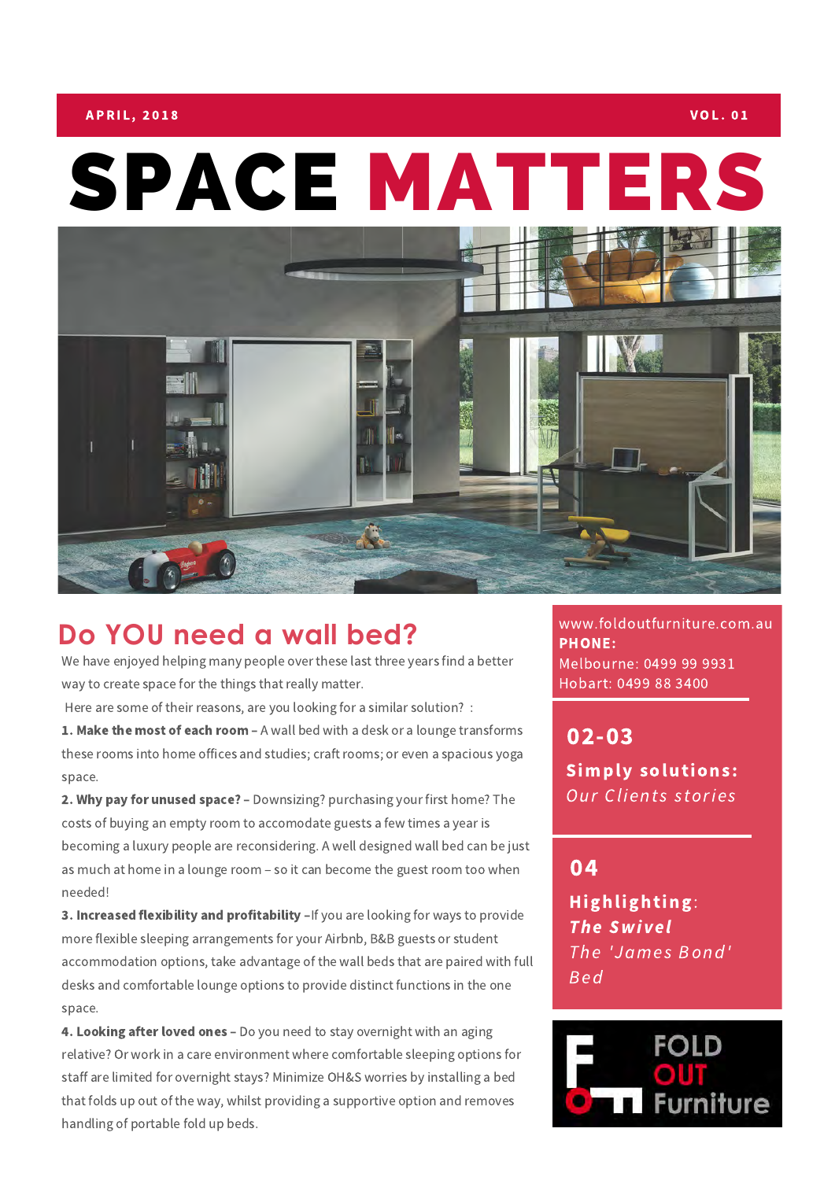APRIL, 2018 | VOL. 01

# SPACE MATTERS

## Do YOU need a wall bed?

We have enjoyed helping many people over these last three years find a better way to create space for the things that really matter.

Here are some of their reasons, are you looking for a similar solution? :

**1. Make the most of each room –** A wall bed with a desk or a lounge transforms these rooms into home offices and studies; craft rooms; or even a spacious yoga space.

**2. Why pay for unused space? –** Downsizing? purchasing your first home? The costs of buying an empty room to accomodate guests a few times a year is becoming a luxury people are reconsidering. A well designed wall bed can be just as much at home in a lounge room – so it can become the guest room too when needed!

**3. Increased flexibility and profitability –**If you are looking for ways to provide more flexible sleeping arrangements for your Airbnb, B&B guests or student accommodation options, take advantage of the wall beds that are paired with full desks and comfortable lounge options to provide distinct functions in the one space.

**4. Looking after loved ones –** Do you need to stay overnight with an aging relative? Or work in a care environment where comfortable sleeping options for staff are limited for overnight stays? Minimize OH&S worries by installing a bed that folds up out of the way, whilst providing a supportive option and removes handling of portable fold up beds.

www.foldoutfurniture.com.au
**PHONE:**
Melbourne: 0499 99 9931
Hobart: 0499 88 3400

**02-03**

**Simply solutions:**
*Our Clients stories*

**04**

**Highlighting:**
***The Swivel***
*The 'James Bond' Bed*

FOLD OUT Furniture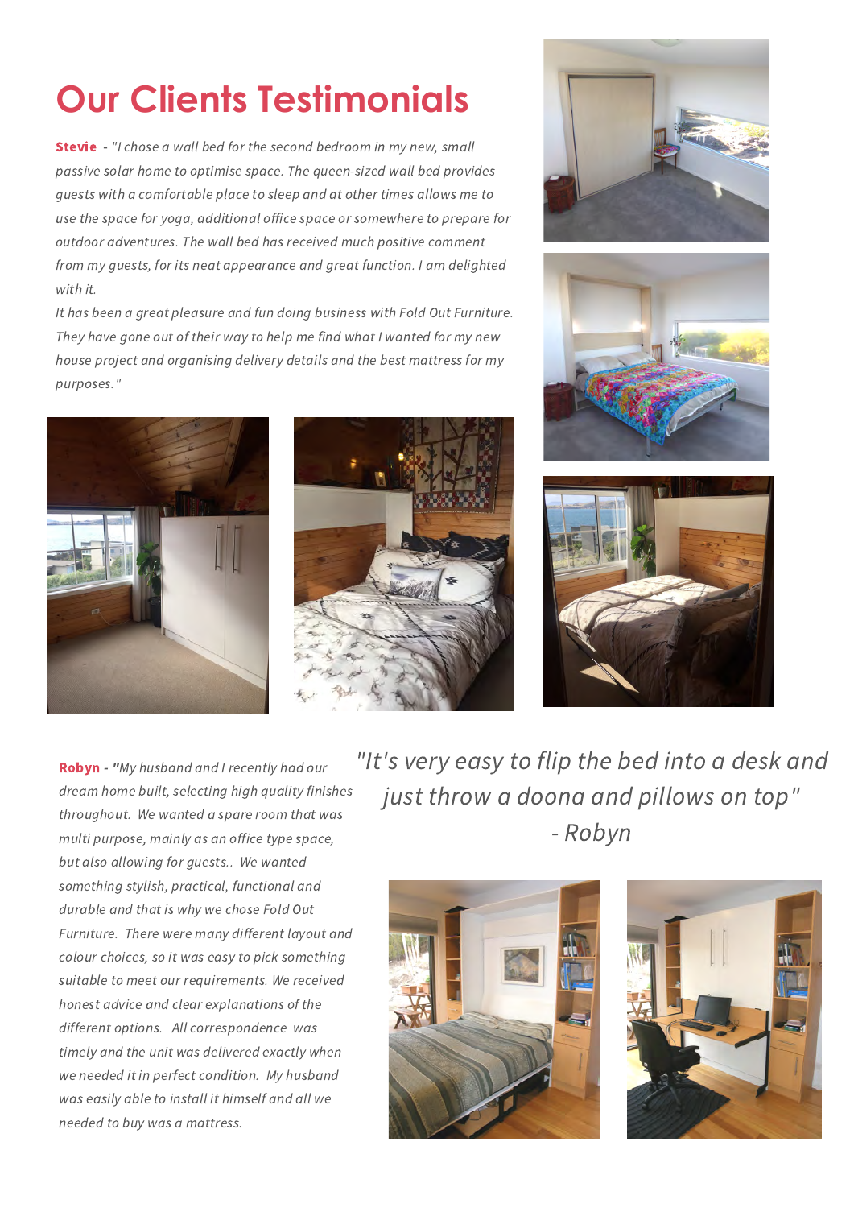# Our Clients Testimonials

**Stevie** - *"I chose a wall bed for the second bedroom in my new, small passive solar home to optimise space. The queen-sized wall bed provides guests with a comfortable place to sleep and at other times allows me to use the space for yoga, additional office space or somewhere to prepare for outdoor adventures. The wall bed has received much positive comment from my guests, for its neat appearance and great function. I am delighted with it.*

*It has been a great pleasure and fun doing business with Fold Out Furniture. They have gone out of their way to help me find what I wanted for my new house project and organising delivery details and the best mattress for my purposes."*

**Robyn** - *"My husband and I recently had our dream home built, selecting high quality finishes throughout. We wanted a spare room that was multi purpose, mainly as an office type space, but also allowing for guests.. We wanted something stylish, practical, functional and durable and that is why we chose Fold Out Furniture. There were many different layout and colour choices, so it was easy to pick something suitable to meet our requirements. We received honest advice and clear explanations of the different options. All correspondence was timely and the unit was delivered exactly when we needed it in perfect condition. My husband was easily able to install it himself and all we needed to buy was a mattress.*

*"It's very easy to flip the bed into a desk and just throw a doona and pillows on top"*
*- Robyn*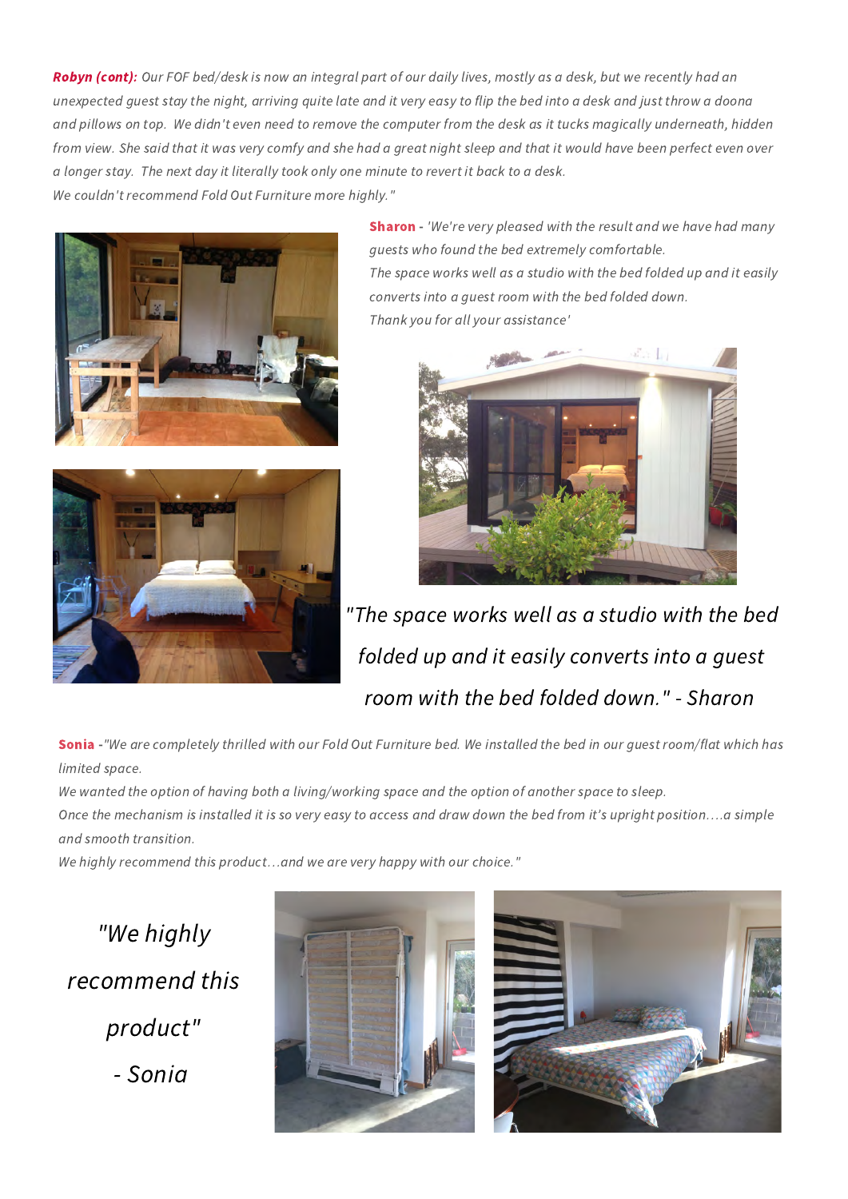***Robyn (cont):*** *Our FOF bed/desk is now an integral part of our daily lives, mostly as a desk, but we recently had an unexpected guest stay the night, arriving quite late and it very easy to flip the bed into a desk and just throw a doona and pillows on top. We didn't even need to remove the computer from the desk as it tucks magically underneath, hidden from view. She said that it was very comfy and she had a great night sleep and that it would have been perfect even over a longer stay. The next day it literally took only one minute to revert it back to a desk.*
*We couldn't recommend Fold Out Furniture more highly."*

**Sharon** - *'We're very pleased with the result and we have had many guests who found the bed extremely comfortable.*
*The space works well as a studio with the bed folded up and it easily converts into a guest room with the bed folded down.*
*Thank you for all your assistance'*

*"The space works well as a studio with the bed folded up and it easily converts into a guest room with the bed folded down." - Sharon*

**Sonia** -*"We are completely thrilled with our Fold Out Furniture bed. We installed the bed in our guest room/flat which has limited space.*
*We wanted the option of having both a living/working space and the option of another space to sleep.*
*Once the mechanism is installed it is so very easy to access and draw down the bed from it's upright position....a simple and smooth transition.*
*We highly recommend this product...and we are very happy with our choice."*

*"We highly recommend this product" - Sonia*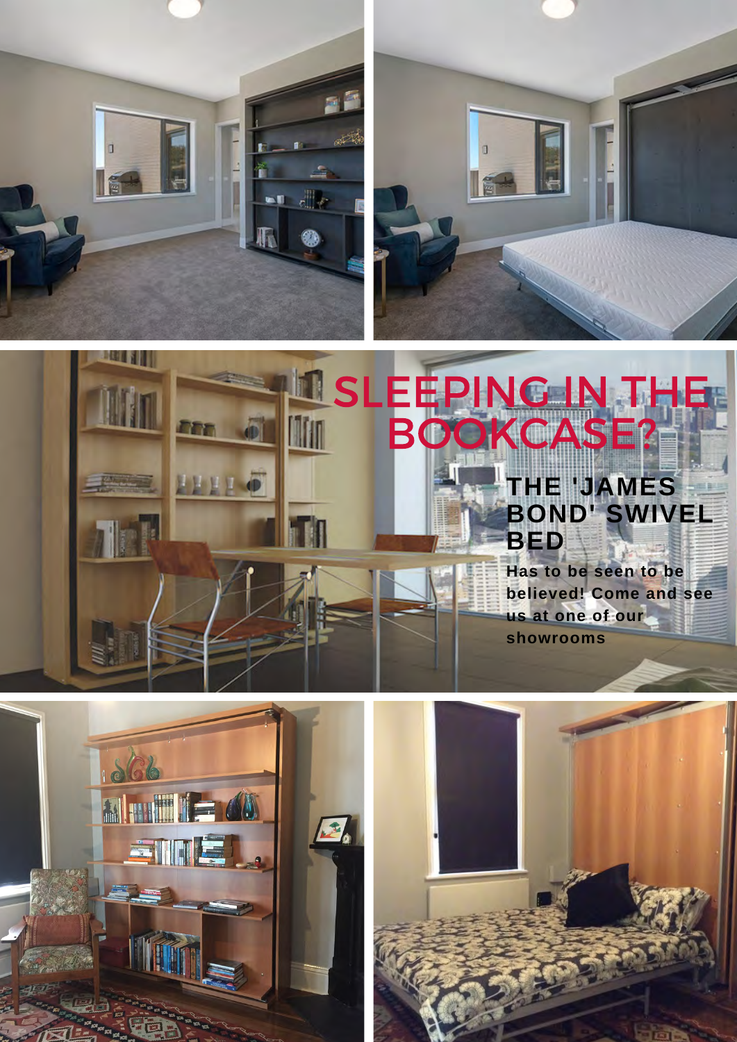# SLEEPING IN THE BOOKCASE?

## THE 'JAMES BOND' SWIVEL BED

**Has to be seen to be believed! Come and see us at one of our showrooms**